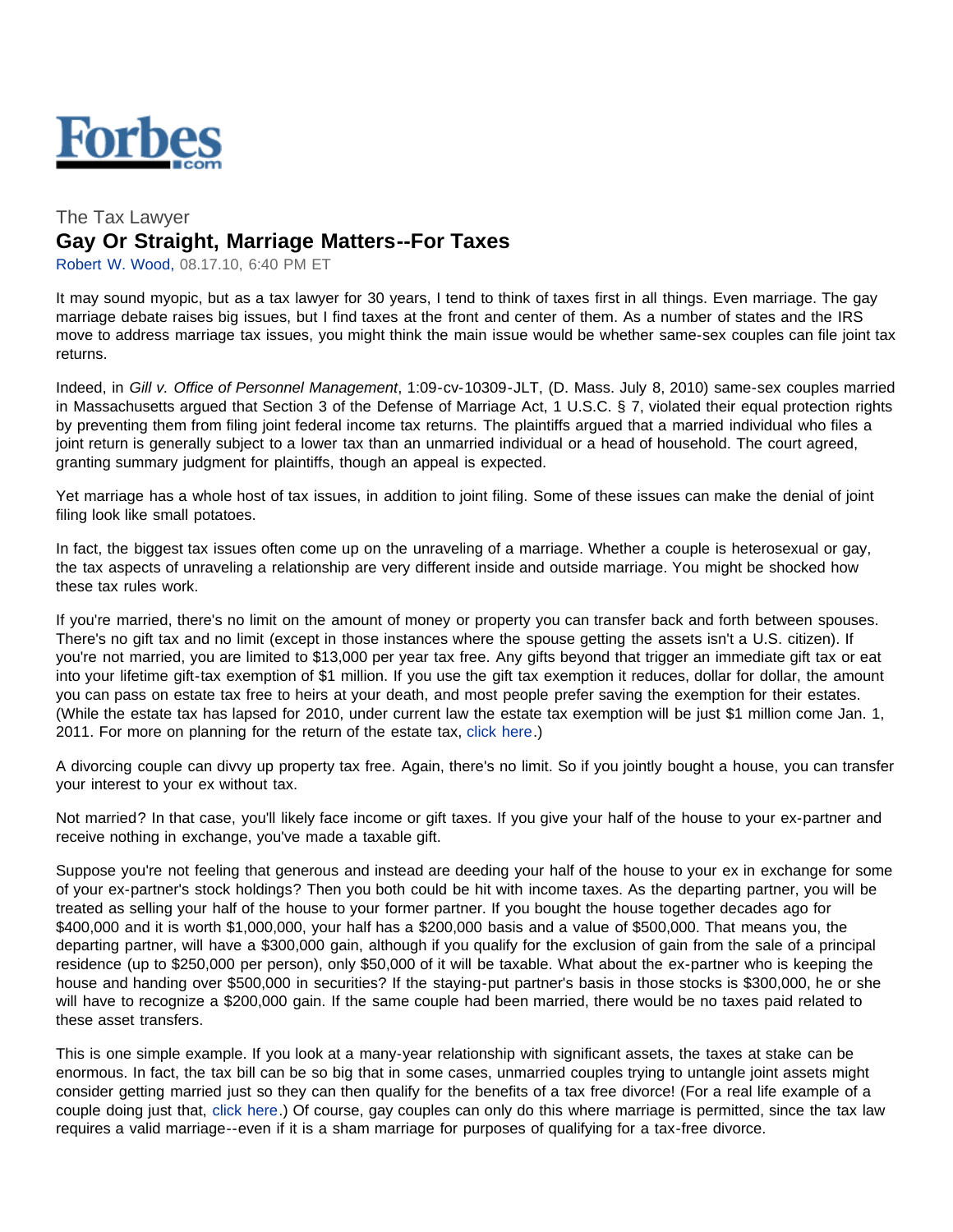Forbes.com

The Tax Lawyer

# Gay Or Straight, Marriage Matters--For Taxes

Robert W. Wood, 08.17.10, 6:40 PM ET

It may sound myopic, but as a tax lawyer for 30 years, I tend to think of taxes first in all things. Even marriage. The gay marriage debate raises big issues, but I find taxes at the front and center of them. As a number of states and the IRS move to address marriage tax issues, you might think the main issue would be whether same-sex couples can file joint tax returns.

Indeed, in *Gill v. Office of Personnel Management*, 1:09-cv-10309-JLT, (D. Mass. July 8, 2010) same-sex couples married in Massachusetts argued that Section 3 of the Defense of Marriage Act, 1 U.S.C. § 7, violated their equal protection rights by preventing them from filing joint federal income tax returns. The plaintiffs argued that a married individual who files a joint return is generally subject to a lower tax than an unmarried individual or a head of household. The court agreed, granting summary judgment for plaintiffs, though an appeal is expected.

Yet marriage has a whole host of tax issues, in addition to joint filing. Some of these issues can make the denial of joint filing look like small potatoes.

In fact, the biggest tax issues often come up on the unraveling of a marriage. Whether a couple is heterosexual or gay, the tax aspects of unraveling a relationship are very different inside and outside marriage. You might be shocked how these tax rules work.

If you're married, there's no limit on the amount of money or property you can transfer back and forth between spouses. There's no gift tax and no limit (except in those instances where the spouse getting the assets isn't a U.S. citizen). If you're not married, you are limited to $13,000 per year tax free. Any gifts beyond that trigger an immediate gift tax or eat into your lifetime gift-tax exemption of $1 million. If you use the gift tax exemption it reduces, dollar for dollar, the amount you can pass on estate tax free to heirs at your death, and most people prefer saving the exemption for their estates. (While the estate tax has lapsed for 2010, under current law the estate tax exemption will be just $1 million come Jan. 1, 2011. For more on planning for the return of the estate tax, click here.)

A divorcing couple can divvy up property tax free. Again, there's no limit. So if you jointly bought a house, you can transfer your interest to your ex without tax.

Not married? In that case, you'll likely face income or gift taxes. If you give your half of the house to your ex-partner and receive nothing in exchange, you've made a taxable gift.

Suppose you're not feeling that generous and instead are deeding your half of the house to your ex in exchange for some of your ex-partner's stock holdings? Then you both could be hit with income taxes. As the departing partner, you will be treated as selling your half of the house to your former partner. If you bought the house together decades ago for $400,000 and it is worth $1,000,000, your half has a $200,000 basis and a value of $500,000. That means you, the departing partner, will have a $300,000 gain, although if you qualify for the exclusion of gain from the sale of a principal residence (up to $250,000 per person), only $50,000 of it will be taxable. What about the ex-partner who is keeping the house and handing over $500,000 in securities? If the staying-put partner's basis in those stocks is $300,000, he or she will have to recognize a $200,000 gain. If the same couple had been married, there would be no taxes paid related to these asset transfers.

This is one simple example. If you look at a many-year relationship with significant assets, the taxes at stake can be enormous. In fact, the tax bill can be so big that in some cases, unmarried couples trying to untangle joint assets might consider getting married just so they can then qualify for the benefits of a tax free divorce! (For a real life example of a couple doing just that, click here.) Of course, gay couples can only do this where marriage is permitted, since the tax law requires a valid marriage--even if it is a sham marriage for purposes of qualifying for a tax-free divorce.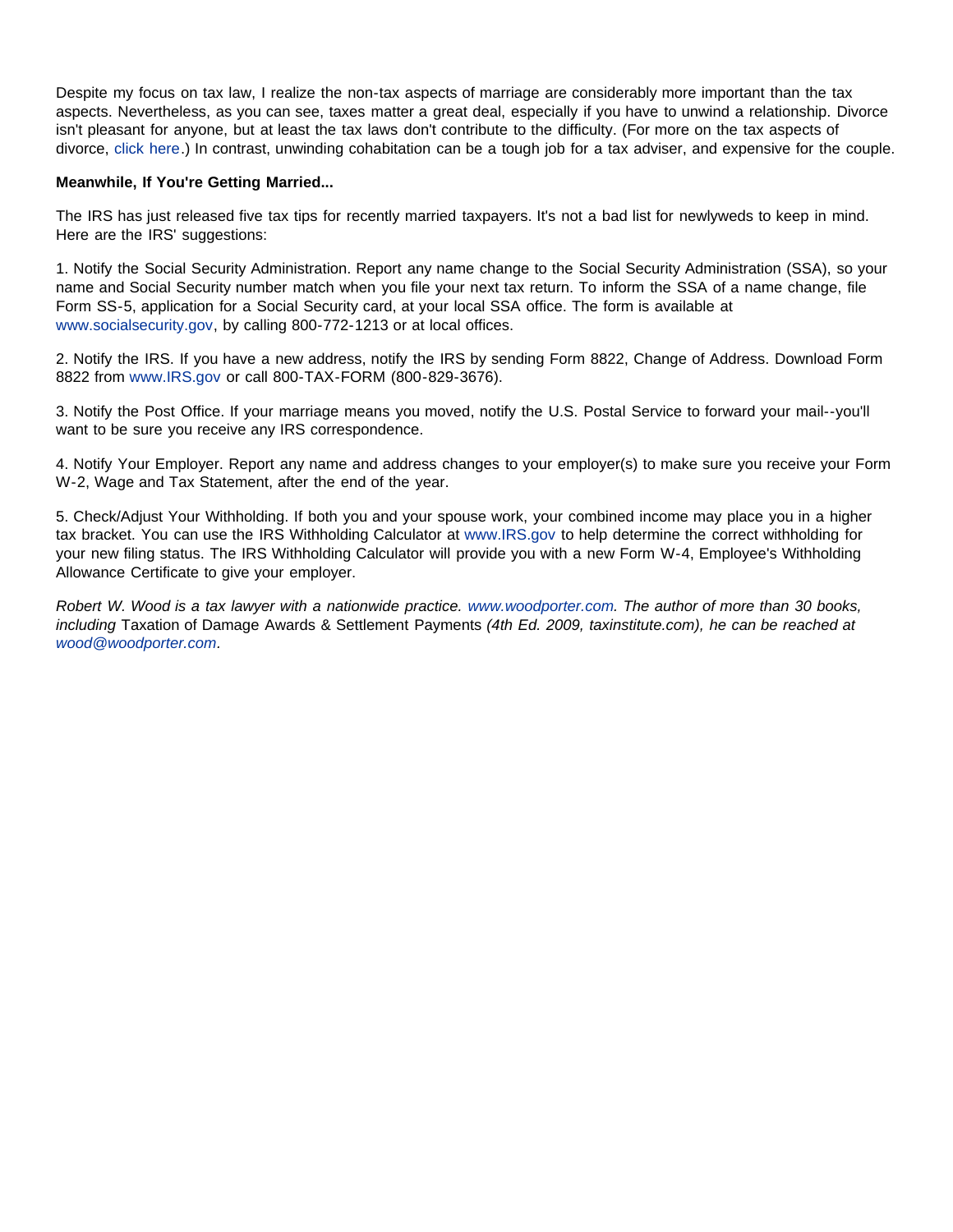Despite my focus on tax law, I realize the non-tax aspects of marriage are considerably more important than the tax aspects. Nevertheless, as you can see, taxes matter a great deal, especially if you have to unwind a relationship. Divorce isn't pleasant for anyone, but at least the tax laws don't contribute to the difficulty. (For more on the tax aspects of divorce, click here.) In contrast, unwinding cohabitation can be a tough job for a tax adviser, and expensive for the couple.

**Meanwhile, If You're Getting Married...**

The IRS has just released five tax tips for recently married taxpayers. It's not a bad list for newlyweds to keep in mind. Here are the IRS' suggestions:

1. Notify the Social Security Administration. Report any name change to the Social Security Administration (SSA), so your name and Social Security number match when you file your next tax return. To inform the SSA of a name change, file Form SS-5, application for a Social Security card, at your local SSA office. The form is available at www.socialsecurity.gov, by calling 800-772-1213 or at local offices.

2. Notify the IRS. If you have a new address, notify the IRS by sending Form 8822, Change of Address. Download Form 8822 from www.IRS.gov or call 800-TAX-FORM (800-829-3676).

3. Notify the Post Office. If your marriage means you moved, notify the U.S. Postal Service to forward your mail--you'll want to be sure you receive any IRS correspondence.

4. Notify Your Employer. Report any name and address changes to your employer(s) to make sure you receive your Form W-2, Wage and Tax Statement, after the end of the year.

5. Check/Adjust Your Withholding. If both you and your spouse work, your combined income may place you in a higher tax bracket. You can use the IRS Withholding Calculator at www.IRS.gov to help determine the correct withholding for your new filing status. The IRS Withholding Calculator will provide you with a new Form W-4, Employee's Withholding Allowance Certificate to give your employer.

*Robert W. Wood is a tax lawyer with a nationwide practice. www.woodporter.com. The author of more than 30 books, including* Taxation of Damage Awards & Settlement Payments *(4th Ed. 2009, taxinstitute.com), he can be reached at wood@woodporter.com.*